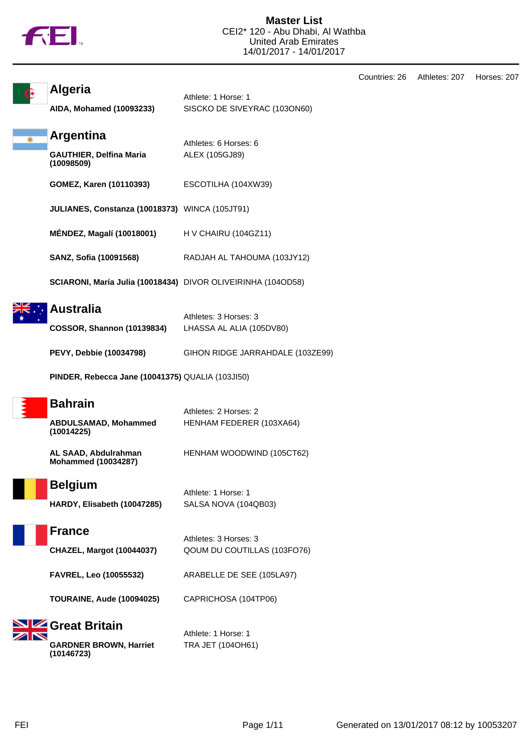# Master List

CEI2* 120 - Abu Dhabi, Al Wathba
United Arab Emirates
14/01/2017 - 14/01/2017

Countries: 26 Athletes: 207 Horses: 207

## Algeria

Athlete: 1 Horse: 1

| Athlete | Horse |
|---|---|
| **AIDA, Mohamed (10093233)** | SISCKO DE SIVEYRAC (103ON60) |

## Argentina

Athletes: 6 Horses: 6

| Athlete | Horse |
|---|---|
| **GAUTHIER, Delfina Maria (10098509)** | ALEX (105GJ89) |
| **GOMEZ, Karen (10110393)** | ESCOTILHA (104XW39) |
| **JULIANES, Constanza (10018373)** | WINCA (105JT91) |
| **MÉNDEZ, Magalí (10018001)** | H V CHAIRU (104GZ11) |
| **SANZ, Sofia (10091568)** | RADJAH AL TAHOUMA (103JY12) |
| **SCIARONI, María Julia (10018434)** | DIVOR OLIVEIRINHA (104OD58) |

## Australia

Athletes: 3 Horses: 3

| Athlete | Horse |
|---|---|
| **COSSOR, Shannon (10139834)** | LHASSA AL ALIA (105DV80) |
| **PEVY, Debbie (10034798)** | GIHON RIDGE JARRAHDALE (103ZE99) |
| **PINDER, Rebecca Jane (10041375)** | QUALIA (103JI50) |

## Bahrain

Athletes: 2 Horses: 2

| Athlete | Horse |
|---|---|
| **ABDULSAMAD, Mohammed (10014225)** | HENHAM FEDERER (103XA64) |
| **AL SAAD, Abdulrahman Mohammed (10034287)** | HENHAM WOODWIND (105CT62) |

## Belgium

Athlete: 1 Horse: 1

| Athlete | Horse |
|---|---|
| **HARDY, Elisabeth (10047285)** | SALSA NOVA (104QB03) |

## France

Athletes: 3 Horses: 3

| Athlete | Horse |
|---|---|
| **CHAZEL, Margot (10044037)** | QOUM DU COUTILLAS (103FO76) |
| **FAVREL, Leo (10055532)** | ARABELLE DE SEE (105LA97) |
| **TOURAINE, Aude (10094025)** | CAPRICHOSA (104TP06) |

## Great Britain

Athlete: 1 Horse: 1

| Athlete | Horse |
|---|---|
| **GARDNER BROWN, Harriet (10146723)** | TRA JET (104OH61) |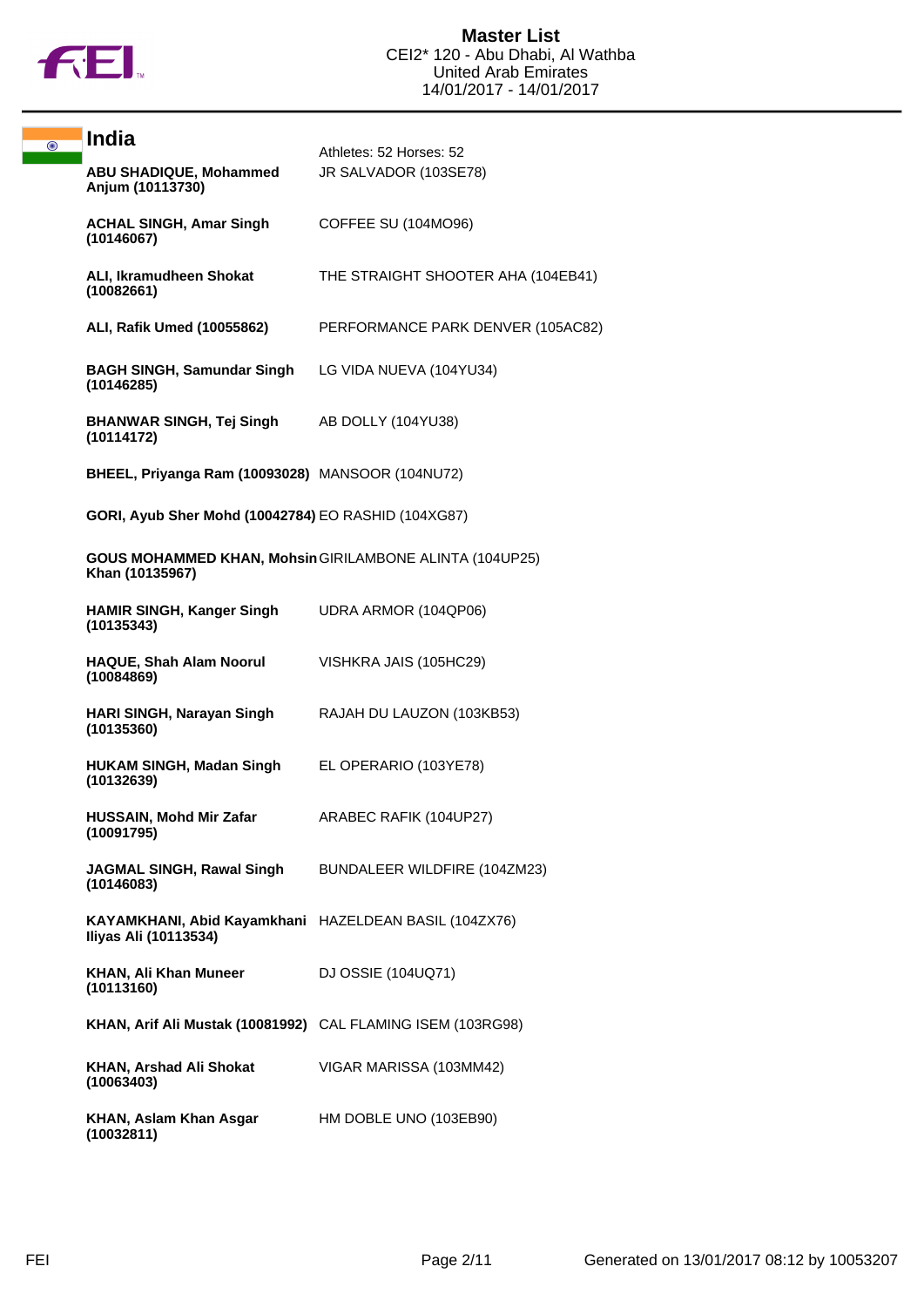# Master List

CEI2* 120 - Abu Dhabi, Al Wathba
United Arab Emirates
14/01/2017 - 14/01/2017

## India

Athletes: 52 Horses: 52

| Athlete | Horse |
|---|---|
| **ABU SHADIQUE, Mohammed Anjum (10113730)** | JR SALVADOR (103SE78) |
| **ACHAL SINGH, Amar Singh (10146067)** | COFFEE SU (104MO96) |
| **ALI, Ikramudheen Shokat (10082661)** | THE STRAIGHT SHOOTER AHA (104EB41) |
| **ALI, Rafik Umed (10055862)** | PERFORMANCE PARK DENVER (105AC82) |
| **BAGH SINGH, Samundar Singh (10146285)** | LG VIDA NUEVA (104YU34) |
| **BHANWAR SINGH, Tej Singh (10114172)** | AB DOLLY (104YU38) |
| **BHEEL, Priyanga Ram (10093028)** | MANSOOR (104NU72) |
| **GORI, Ayub Sher Mohd (10042784)** | EO RASHID (104XG87) |
| **GOUS MOHAMMED KHAN, Mohsin Khan (10135967)** | GIRILAMBONE ALINTA (104UP25) |
| **HAMIR SINGH, Kanger Singh (10135343)** | UDRA ARMOR (104QP06) |
| **HAQUE, Shah Alam Noorul (10084869)** | VISHKRA JAIS (105HC29) |
| **HARI SINGH, Narayan Singh (10135360)** | RAJAH DU LAUZON (103KB53) |
| **HUKAM SINGH, Madan Singh (10132639)** | EL OPERARIO (103YE78) |
| **HUSSAIN, Mohd Mir Zafar (10091795)** | ARABEC RAFIK (104UP27) |
| **JAGMAL SINGH, Rawal Singh (10146083)** | BUNDALEER WILDFIRE (104ZM23) |
| **KAYAMKHANI, Abid Kayamkhani Iliyas Ali (10113534)** | HAZELDEAN BASIL (104ZX76) |
| **KHAN, Ali Khan Muneer (10113160)** | DJ OSSIE (104UQ71) |
| **KHAN, Arif Ali Mustak (10081992)** | CAL FLAMING ISEM (103RG98) |
| **KHAN, Arshad Ali Shokat (10063403)** | VIGAR MARISSA (103MM42) |
| **KHAN, Aslam Khan Asgar (10032811)** | HM DOBLE UNO (103EB90) |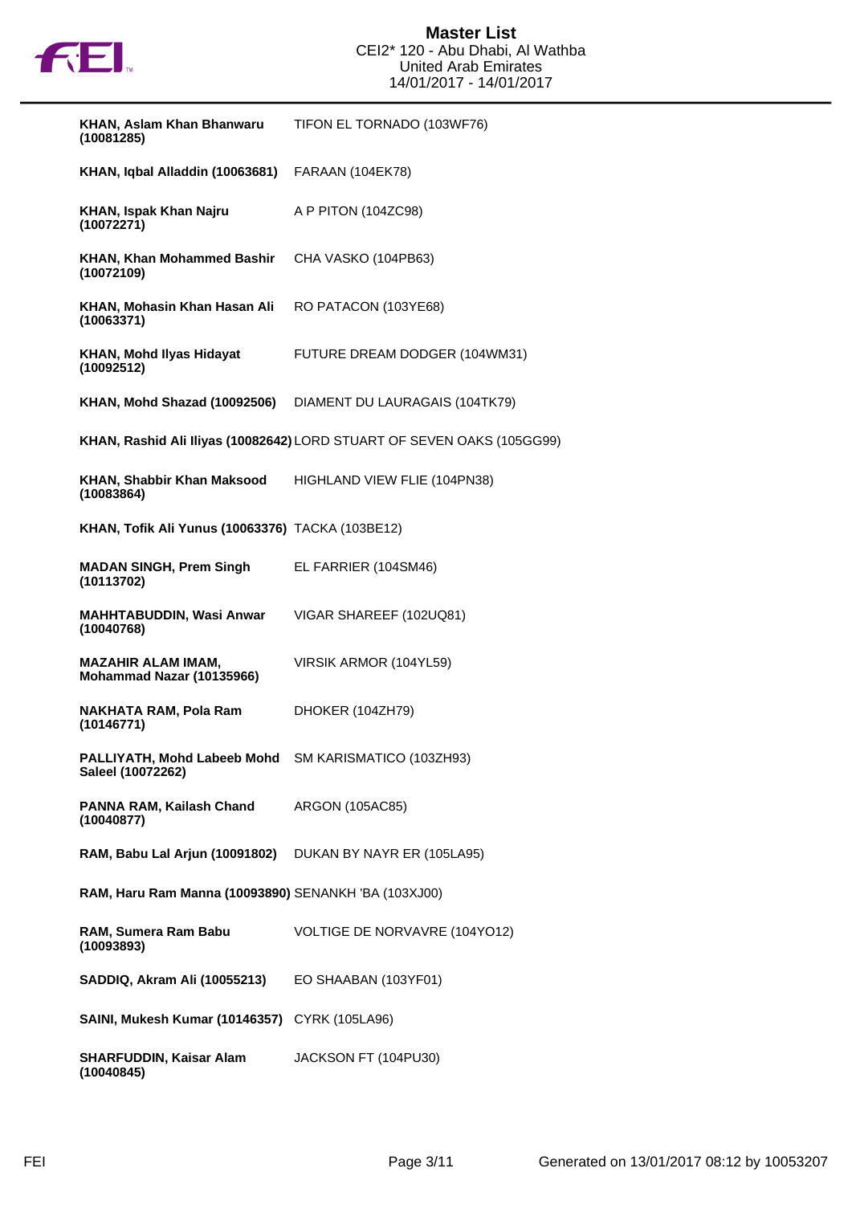| | |
|---|---|
| **KHAN, Aslam Khan Bhanwaru (10081285)** | TIFON EL TORNADO (103WF76) |
| **KHAN, Iqbal Alladdin (10063681)** | FARAAN (104EK78) |
| **KHAN, Ispak Khan Najru (10072271)** | A P PITON (104ZC98) |
| **KHAN, Khan Mohammed Bashir (10072109)** | CHA VASKO (104PB63) |
| **KHAN, Mohasin Khan Hasan Ali (10063371)** | RO PATACON (103YE68) |
| **KHAN, Mohd Ilyas Hidayat (10092512)** | FUTURE DREAM DODGER (104WM31) |
| **KHAN, Mohd Shazad (10092506)** | DIAMENT DU LAURAGAIS (104TK79) |
| **KHAN, Rashid Ali Iliyas (10082642)** | LORD STUART OF SEVEN OAKS (105GG99) |
| **KHAN, Shabbir Khan Maksood (10083864)** | HIGHLAND VIEW FLIE (104PN38) |
| **KHAN, Tofik Ali Yunus (10063376)** | TACKA (103BE12) |
| **MADAN SINGH, Prem Singh (10113702)** | EL FARRIER (104SM46) |
| **MAHHTABUDDIN, Wasi Anwar (10040768)** | VIGAR SHAREEF (102UQ81) |
| **MAZAHIR ALAM IMAM, Mohammad Nazar (10135966)** | VIRSIK ARMOR (104YL59) |
| **NAKHATA RAM, Pola Ram (10146771)** | DHOKER (104ZH79) |
| **PALLIYATH, Mohd Labeeb Mohd Saleel (10072262)** | SM KARISMATICO (103ZH93) |
| **PANNA RAM, Kailash Chand (10040877)** | ARGON (105AC85) |
| **RAM, Babu Lal Arjun (10091802)** | DUKAN BY NAYR ER (105LA95) |
| **RAM, Haru Ram Manna (10093890)** | SENANKH 'BA (103XJ00) |
| **RAM, Sumera Ram Babu (10093893)** | VOLTIGE DE NORVAVRE (104YO12) |
| **SADDIQ, Akram Ali (10055213)** | EO SHAABAN (103YF01) |
| **SAINI, Mukesh Kumar (10146357)** | CYRK (105LA96) |
| **SHARFUDDIN, Kaisar Alam (10040845)** | JACKSON FT (104PU30) |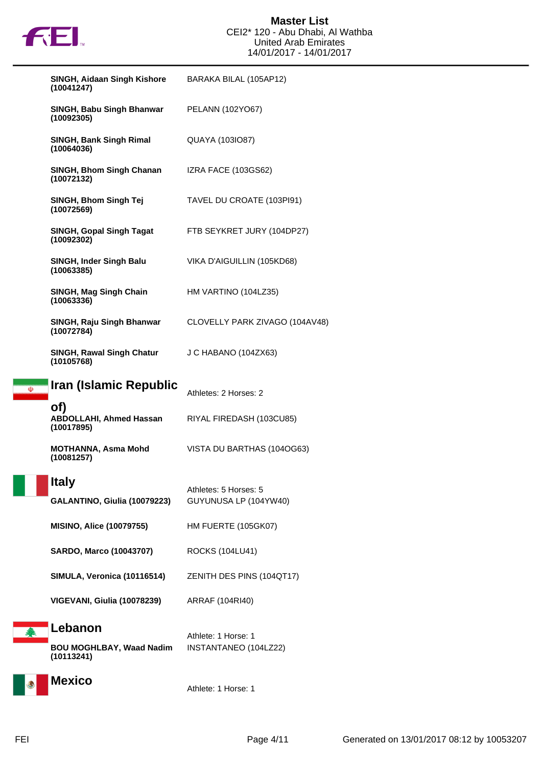**SINGH, Aidaan Singh Kishore (10041247)** BARAKA BILAL (105AP12)

**SINGH, Babu Singh Bhanwar (10092305)** PELANN (102YO67)

**SINGH, Bank Singh Rimal (10064036)** QUAYA (103IO87)

**SINGH, Bhom Singh Chanan (10072132)** IZRA FACE (103GS62)

**SINGH, Bhom Singh Tej (10072569)** TAVEL DU CROATE (103PI91)

**SINGH, Gopal Singh Tagat (10092302)** FTB SEYKRET JURY (104DP27)

**SINGH, Inder Singh Balu (10063385)** VIKA D'AIGUILLIN (105KD68)

**SINGH, Mag Singh Chain (10063336)** HM VARTINO (104LZ35)

**SINGH, Raju Singh Bhanwar (10072784)** CLOVELLY PARK ZIVAGO (104AV48)

**SINGH, Rawal Singh Chatur (10105768)** J C HABANO (104ZX63)

## Iran (Islamic Republic of)

Athletes: 2 Horses: 2

**ABDOLLAHI, Ahmed Hassan (10017895)** RIYAL FIREDASH (103CU85)

**MOTHANNA, Asma Mohd (10081257)** VISTA DU BARTHAS (104OG63)

## Italy

Athletes: 5 Horses: 5

**GALANTINO, Giulia (10079223)** GUYUNUSA LP (104YW40)

**MISINO, Alice (10079755)** HM FUERTE (105GK07)

**SARDO, Marco (10043707)** ROCKS (104LU41)

**SIMULA, Veronica (10116514)** ZENITH DES PINS (104QT17)

**VIGEVANI, Giulia (10078239)** ARRAF (104RI40)

## Lebanon

Athlete: 1 Horse: 1

**BOU MOGHLBAY, Waad Nadim (10113241)** INSTANTANEO (104LZ22)

## Mexico

Athlete: 1 Horse: 1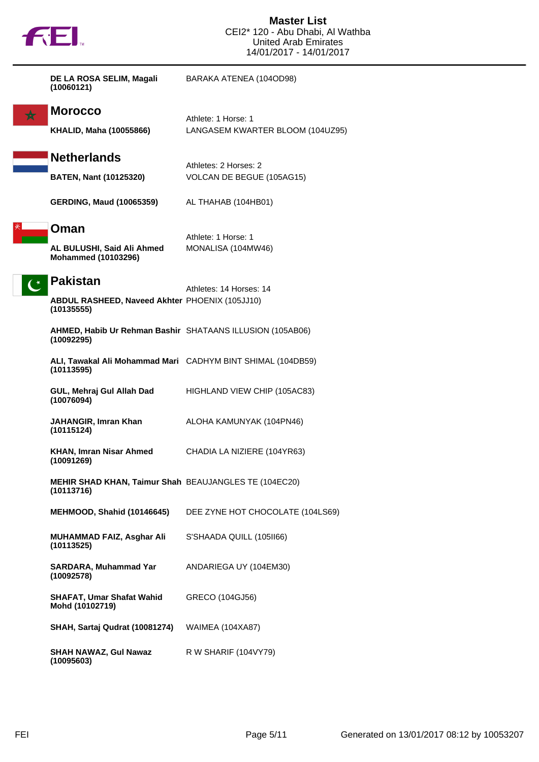**DE LA ROSA SELIM, Magali (10060121)** BARAKA ATENEA (104OD98)

## Morocco

Athlete: 1 Horse: 1

**KHALID, Maha (10055866)** LANGASEM KWARTER BLOOM (104UZ95)

## Netherlands

Athletes: 2 Horses: 2

**BATEN, Nant (10125320)** VOLCAN DE BEGUE (105AG15)

**GERDING, Maud (10065359)** AL THAHAB (104HB01)

## Oman

Athlete: 1 Horse: 1

**AL BULUSHI, Said Ali Ahmed Mohammed (10103296)** MONALISA (104MW46)

## Pakistan

Athletes: 14 Horses: 14

**ABDUL RASHEED, Naveed Akhter (10135555)** PHOENIX (105JJ10)

**AHMED, Habib Ur Rehman Bashir (10092295)** SHATAANS ILLUSION (105AB06)

**ALI, Tawakal Ali Mohammad Mari (10113595)** CADHYM BINT SHIMAL (104DB59)

**GUL, Mehraj Gul Allah Dad (10076094)** HIGHLAND VIEW CHIP (105AC83)

**JAHANGIR, Imran Khan (10115124)** ALOHA KAMUNYAK (104PN46)

**KHAN, Imran Nisar Ahmed (10091269)** CHADIA LA NIZIERE (104YR63)

**MEHIR SHAD KHAN, Taimur Shah (10113716)** BEAUJANGLES TE (104EC20)

**MEHMOOD, Shahid (10146645)** DEE ZYNE HOT CHOCOLATE (104LS69)

**MUHAMMAD FAIZ, Asghar Ali (10113525)** S'SHAADA QUILL (105II66)

**SARDARA, Muhammad Yar (10092578)** ANDARIEGA UY (104EM30)

**SHAFAT, Umar Shafat Wahid Mohd (10102719)** GRECO (104GJ56)

**SHAH, Sartaj Qudrat (10081274)** WAIMEA (104XA87)

**SHAH NAWAZ, Gul Nawaz (10095603)** R W SHARIF (104VY79)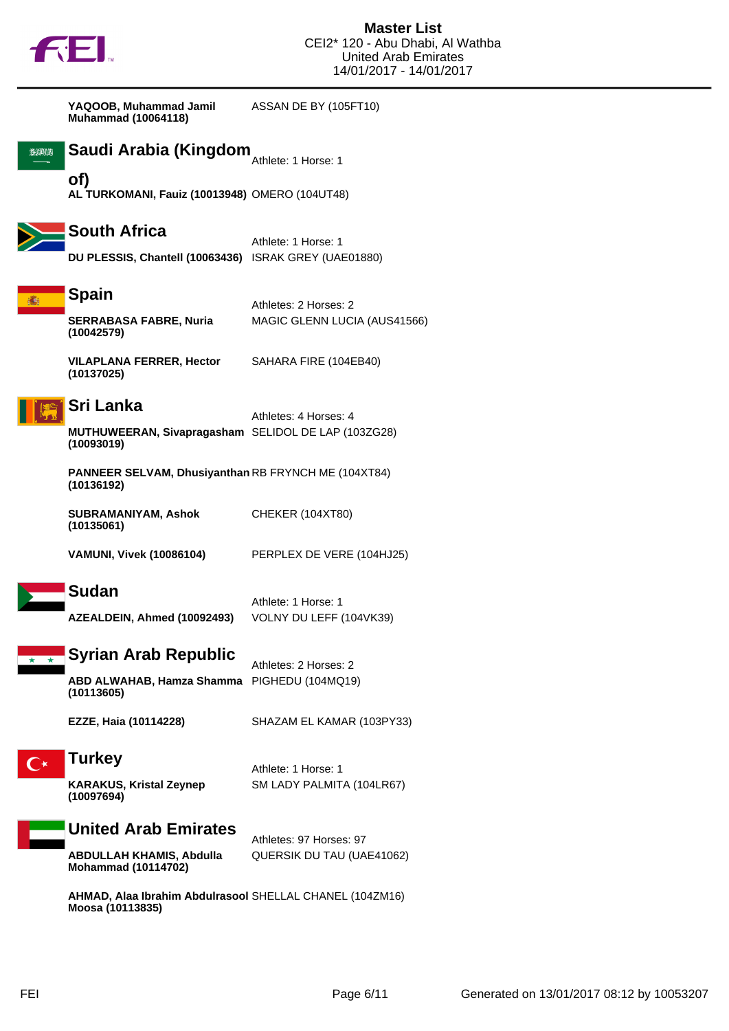# Master List

CEI2* 120 - Abu Dhabi, Al Wathba
United Arab Emirates
14/01/2017 - 14/01/2017

| Athlete | Horse |
|---|---|
| **YAQOOB, Muhammad Jamil Muhammad (10064118)** | ASSAN DE BY (105FT10) |

## Saudi Arabia (Kingdom of)

Athlete: 1 Horse: 1

| Athlete | Horse |
|---|---|
| **AL TURKOMANI, Fauiz (10013948)** | OMERO (104UT48) |

## South Africa

Athlete: 1 Horse: 1

| Athlete | Horse |
|---|---|
| **DU PLESSIS, Chantell (10063436)** | ISRAK GREY (UAE01880) |

## Spain

Athletes: 2 Horses: 2

| Athlete | Horse |
|---|---|
| **SERRABASA FABRE, Nuria (10042579)** | MAGIC GLENN LUCIA (AUS41566) |
| **VILAPLANA FERRER, Hector (10137025)** | SAHARA FIRE (104EB40) |

## Sri Lanka

Athletes: 4 Horses: 4

| Athlete | Horse |
|---|---|
| **MUTHUWEERAN, Sivapragasham (10093019)** | SELIDOL DE LAP (103ZG28) |
| **PANNEER SELVAM, Dhusiyanthan (10136192)** | RB FRYNCH ME (104XT84) |
| **SUBRAMANIYAM, Ashok (10135061)** | CHEKER (104XT80) |
| **VAMUNI, Vivek (10086104)** | PERPLEX DE VERE (104HJ25) |

## Sudan

Athlete: 1 Horse: 1

| Athlete | Horse |
|---|---|
| **AZEALDEIN, Ahmed (10092493)** | VOLNY DU LEFF (104VK39) |

## Syrian Arab Republic

Athletes: 2 Horses: 2

| Athlete | Horse |
|---|---|
| **ABD ALWAHAB, Hamza Shamma (10113605)** | PIGHEDU (104MQ19) |
| **EZZE, Haia (10114228)** | SHAZAM EL KAMAR (103PY33) |

## Turkey

Athlete: 1 Horse: 1

| Athlete | Horse |
|---|---|
| **KARAKUS, Kristal Zeynep (10097694)** | SM LADY PALMITA (104LR67) |

## United Arab Emirates

Athletes: 97 Horses: 97

| Athlete | Horse |
|---|---|
| **ABDULLAH KHAMIS, Abdulla Mohammad (10114702)** | QUERSIK DU TAU (UAE41062) |
| **AHMAD, Alaa Ibrahim Abdulrasool Moosa (10113835)** | SHELLAL CHANEL (104ZM16) |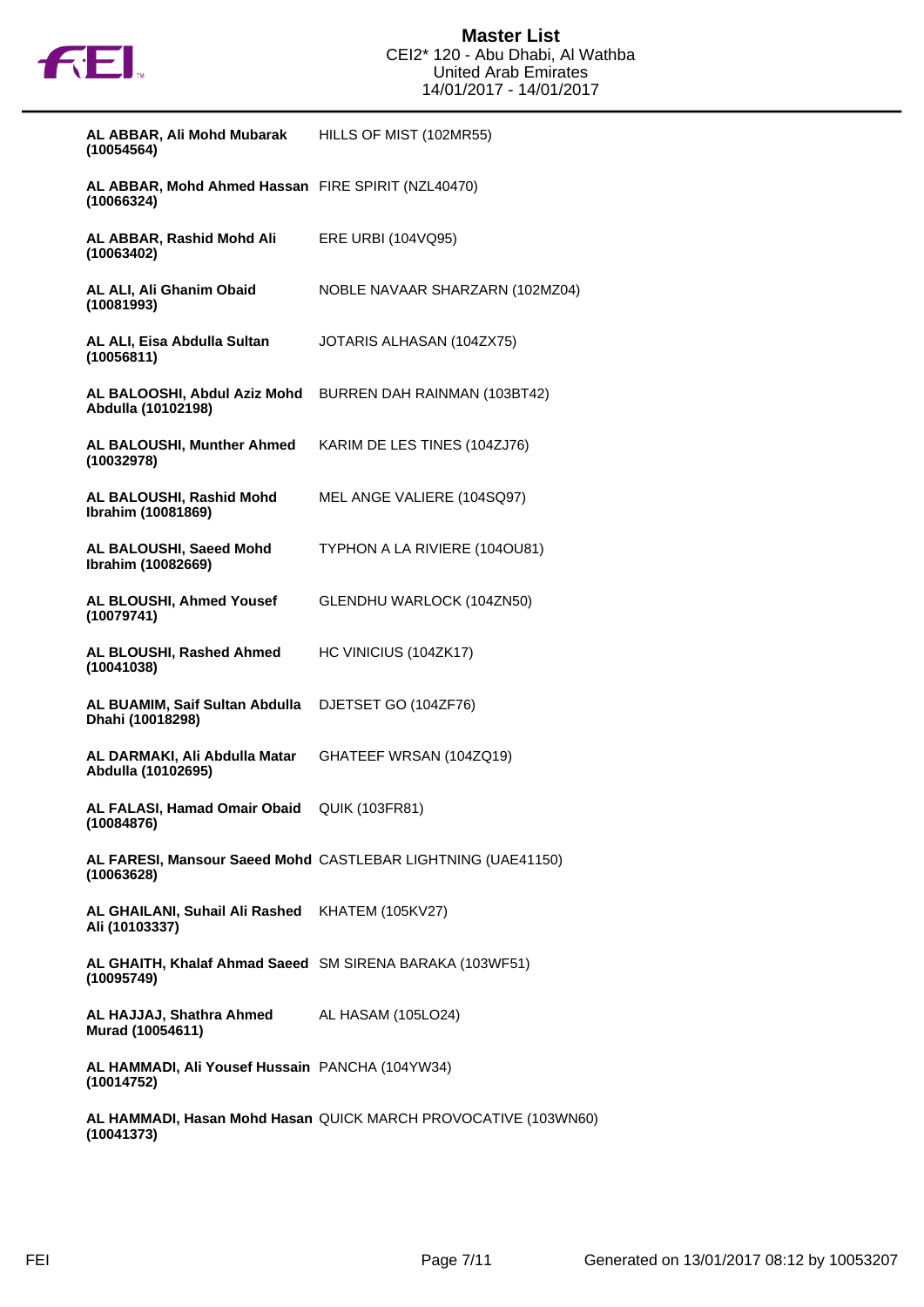| Rider | Horse |
|---|---|
| **AL ABBAR, Ali Mohd Mubarak (10054564)** | HILLS OF MIST (102MR55) |
| **AL ABBAR, Mohd Ahmed Hassan (10066324)** | FIRE SPIRIT (NZL40470) |
| **AL ABBAR, Rashid Mohd Ali (10063402)** | ERE URBI (104VQ95) |
| **AL ALI, Ali Ghanim Obaid (10081993)** | NOBLE NAVAAR SHARZARN (102MZ04) |
| **AL ALI, Eisa Abdulla Sultan (10056811)** | JOTARIS ALHASAN (104ZX75) |
| **AL BALOOSHI, Abdul Aziz Mohd Abdulla (10102198)** | BURREN DAH RAINMAN (103BT42) |
| **AL BALOUSHI, Munther Ahmed (10032978)** | KARIM DE LES TINES (104ZJ76) |
| **AL BALOUSHI, Rashid Mohd Ibrahim (10081869)** | MEL ANGE VALIERE (104SQ97) |
| **AL BALOUSHI, Saeed Mohd Ibrahim (10082669)** | TYPHON A LA RIVIERE (104OU81) |
| **AL BLOUSHI, Ahmed Yousef (10079741)** | GLENDHU WARLOCK (104ZN50) |
| **AL BLOUSHI, Rashed Ahmed (10041038)** | HC VINICIUS (104ZK17) |
| **AL BUAMIM, Saif Sultan Abdulla Dhahi (10018298)** | DJETSET GO (104ZF76) |
| **AL DARMAKI, Ali Abdulla Matar Abdulla (10102695)** | GHATEEF WRSAN (104ZQ19) |
| **AL FALASI, Hamad Omair Obaid (10084876)** | QUIK (103FR81) |
| **AL FARESI, Mansour Saeed Mohd (10063628)** | CASTLEBAR LIGHTNING (UAE41150) |
| **AL GHAILANI, Suhail Ali Rashed Ali (10103337)** | KHATEM (105KV27) |
| **AL GHAITH, Khalaf Ahmad Saeed (10095749)** | SM SIRENA BARAKA (103WF51) |
| **AL HAJJAJ, Shathra Ahmed Murad (10054611)** | AL HASAM (105LO24) |
| **AL HAMMADI, Ali Yousef Hussain (10014752)** | PANCHA (104YW34) |
| **AL HAMMADI, Hasan Mohd Hasan (10041373)** | QUICK MARCH PROVOCATIVE (103WN60) |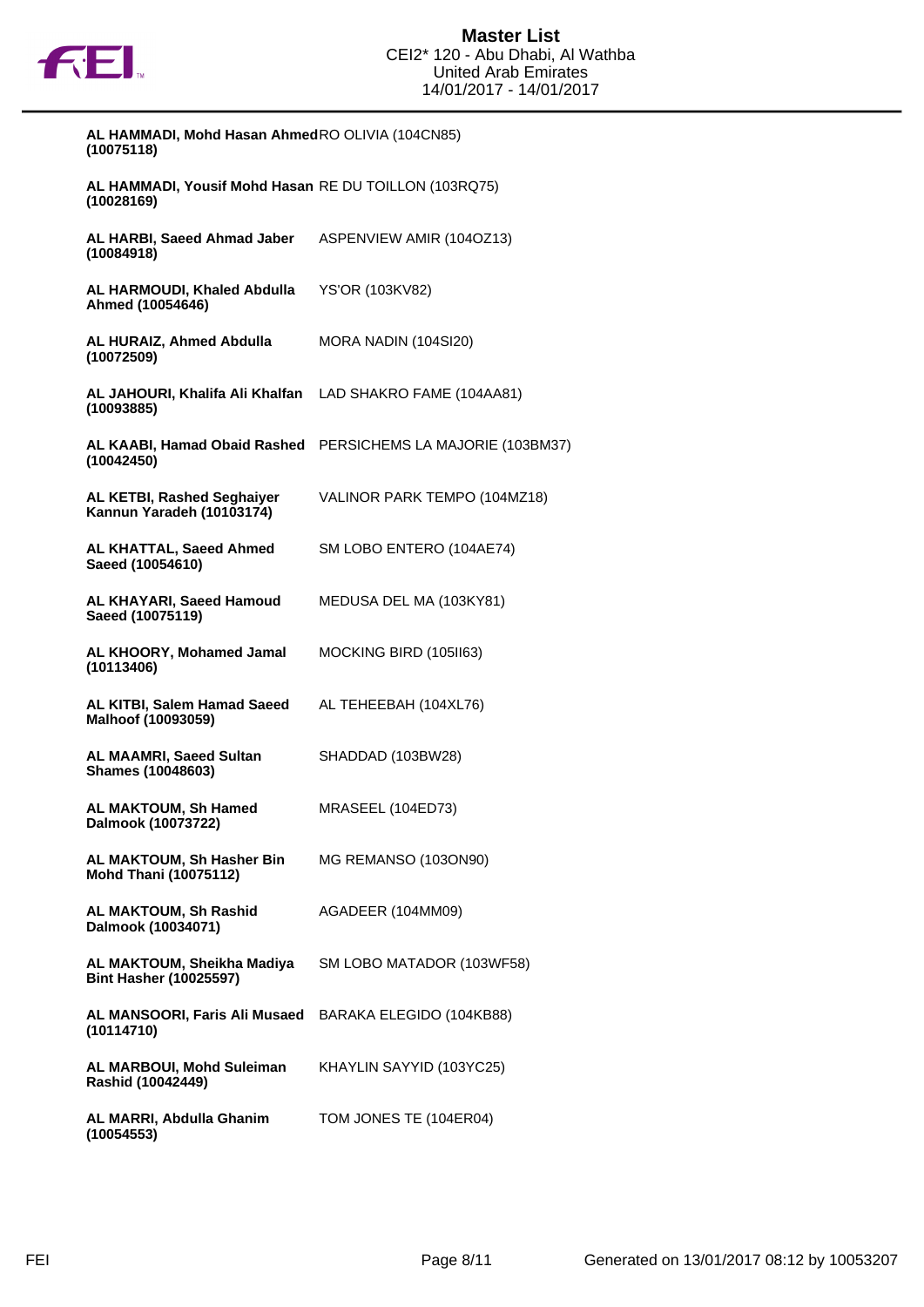# Master List

CEI2* 120 - Abu Dhabi, Al Wathba
United Arab Emirates
14/01/2017 - 14/01/2017

| Rider | Horse |
|---|---|
| **AL HAMMADI, Mohd Hasan Ahmed (10075118)** | RO OLIVIA (104CN85) |
| **AL HAMMADI, Yousif Mohd Hasan (10028169)** | RE DU TOILLON (103RQ75) |
| **AL HARBI, Saeed Ahmad Jaber (10084918)** | ASPENVIEW AMIR (104OZ13) |
| **AL HARMOUDI, Khaled Abdulla Ahmed (10054646)** | YS'OR (103KV82) |
| **AL HURAIZ, Ahmed Abdulla (10072509)** | MORA NADIN (104SI20) |
| **AL JAHOURI, Khalifa Ali Khalfan (10093885)** | LAD SHAKRO FAME (104AA81) |
| **AL KAABI, Hamad Obaid Rashed (10042450)** | PERSICHEMS LA MAJORIE (103BM37) |
| **AL KETBI, Rashed Seghaiyer Kannun Yaradeh (10103174)** | VALINOR PARK TEMPO (104MZ18) |
| **AL KHATTAL, Saeed Ahmed Saeed (10054610)** | SM LOBO ENTERO (104AE74) |
| **AL KHAYARI, Saeed Hamoud Saeed (10075119)** | MEDUSA DEL MA (103KY81) |
| **AL KHOORY, Mohamed Jamal (10113406)** | MOCKING BIRD (105II63) |
| **AL KITBI, Salem Hamad Saeed Malhoof (10093059)** | AL TEHEEBAH (104XL76) |
| **AL MAAMRI, Saeed Sultan Shames (10048603)** | SHADDAD (103BW28) |
| **AL MAKTOUM, Sh Hamed Dalmook (10073722)** | MRASEEL (104ED73) |
| **AL MAKTOUM, Sh Hasher Bin Mohd Thani (10075112)** | MG REMANSO (103ON90) |
| **AL MAKTOUM, Sh Rashid Dalmook (10034071)** | AGADEER (104MM09) |
| **AL MAKTOUM, Sheikha Madiya Bint Hasher (10025597)** | SM LOBO MATADOR (103WF58) |
| **AL MANSOORI, Faris Ali Musaed (10114710)** | BARAKA ELEGIDO (104KB88) |
| **AL MARBOUI, Mohd Suleiman Rashid (10042449)** | KHAYLIN SAYYID (103YC25) |
| **AL MARRI, Abdulla Ghanim (10054553)** | TOM JONES TE (104ER04) |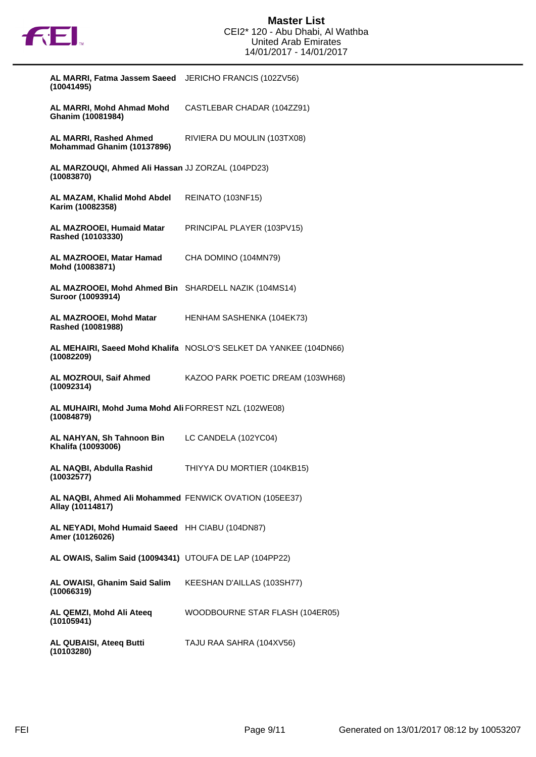| Rider | Horse |
|---|---|
| **AL MARRI, Fatma Jassem Saeed (10041495)** | JERICHO FRANCIS (102ZV56) |
| **AL MARRI, Mohd Ahmad Mohd Ghanim (10081984)** | CASTLEBAR CHADAR (104ZZ91) |
| **AL MARRI, Rashed Ahmed Mohammad Ghanim (10137896)** | RIVIERA DU MOULIN (103TX08) |
| **AL MARZOUQI, Ahmed Ali Hassan (10083870)** | JJ ZORZAL (104PD23) |
| **AL MAZAM, Khalid Mohd Abdel Karim (10082358)** | REINATO (103NF15) |
| **AL MAZROOEI, Humaid Matar Rashed (10103330)** | PRINCIPAL PLAYER (103PV15) |
| **AL MAZROOEI, Matar Hamad Mohd (10083871)** | CHA DOMINO (104MN79) |
| **AL MAZROOEI, Mohd Ahmed Bin Suroor (10093914)** | SHARDELL NAZIK (104MS14) |
| **AL MAZROOEI, Mohd Matar Rashed (10081988)** | HENHAM SASHENKA (104EK73) |
| **AL MEHAIRI, Saeed Mohd Khalifa (10082209)** | NOSLO'S SELKET DA YANKEE (104DN66) |
| **AL MOZROUI, Saif Ahmed (10092314)** | KAZOO PARK POETIC DREAM (103WH68) |
| **AL MUHAIRI, Mohd Juma Mohd Ali (10084879)** | FORREST NZL (102WE08) |
| **AL NAHYAN, Sh Tahnoon Bin Khalifa (10093006)** | LC CANDELA (102YC04) |
| **AL NAQBI, Abdulla Rashid (10032577)** | THIYYA DU MORTIER (104KB15) |
| **AL NAQBI, Ahmed Ali Mohammed Allay (10114817)** | FENWICK OVATION (105EE37) |
| **AL NEYADI, Mohd Humaid Saeed Amer (10126026)** | HH CIABU (104DN87) |
| **AL OWAIS, Salim Said (10094341)** | UTOUFA DE LAP (104PP22) |
| **AL OWAISI, Ghanim Said Salim (10066319)** | KEESHAN D'AILLAS (103SH77) |
| **AL QEMZI, Mohd Ali Ateeq (10105941)** | WOODBOURNE STAR FLASH (104ER05) |
| **AL QUBAISI, Ateeq Butti (10103280)** | TAJU RAA SAHRA (104XV56) |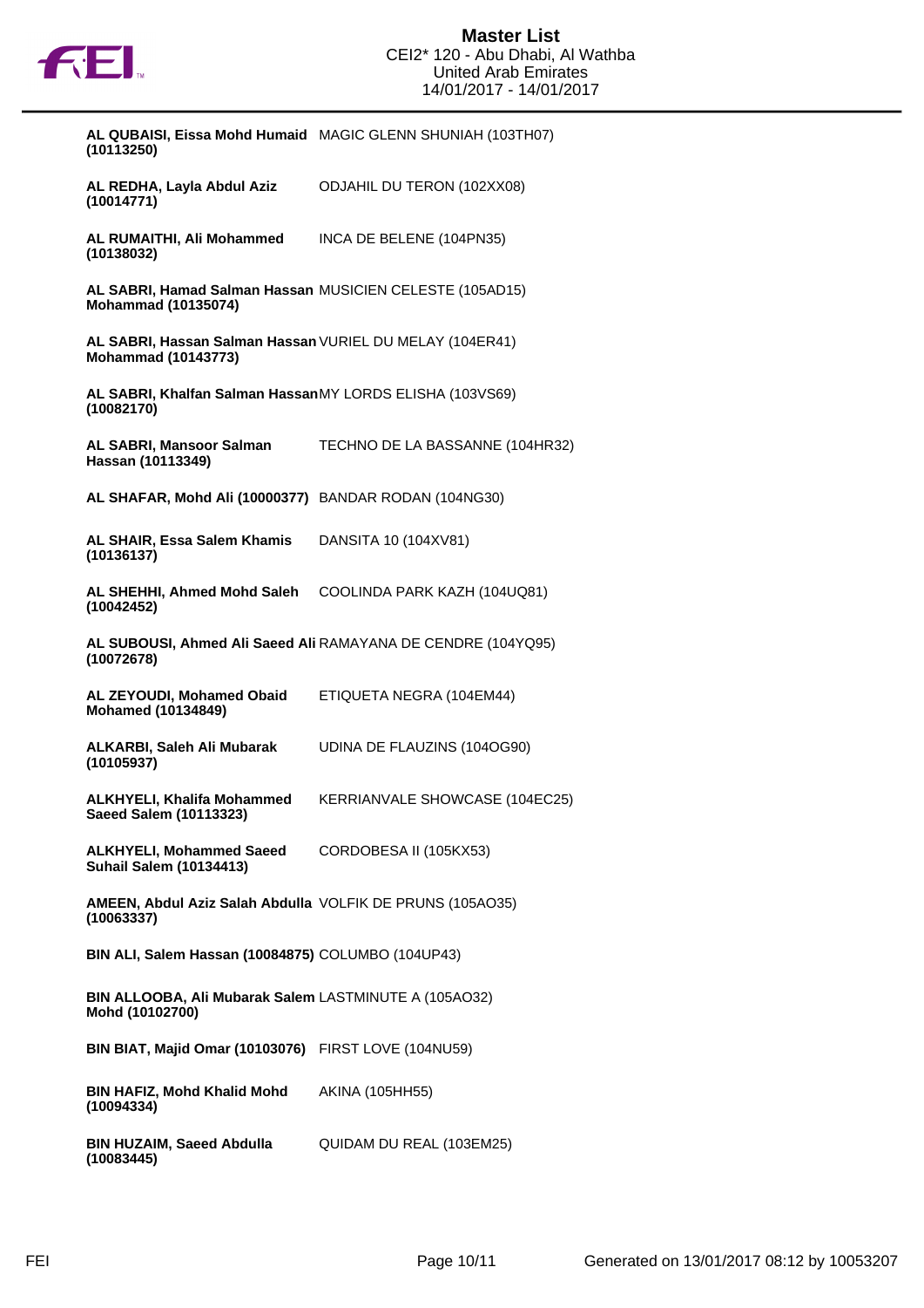# Master List

CEI2* 120 - Abu Dhabi, Al Wathba
United Arab Emirates
14/01/2017 - 14/01/2017

| Rider | Horse |
|---|---|
| **AL QUBAISI, Eissa Mohd Humaid (10113250)** | MAGIC GLENN SHUNIAH (103TH07) |
| **AL REDHA, Layla Abdul Aziz (10014771)** | ODJAHIL DU TERON (102XX08) |
| **AL RUMAITHI, Ali Mohammed (10138032)** | INCA DE BELENE (104PN35) |
| **AL SABRI, Hamad Salman Hassan Mohammad (10135074)** | MUSICIEN CELESTE (105AD15) |
| **AL SABRI, Hassan Salman Hassan Mohammad (10143773)** | VURIEL DU MELAY (104ER41) |
| **AL SABRI, Khalfan Salman Hassan (10082170)** | MY LORDS ELISHA (103VS69) |
| **AL SABRI, Mansoor Salman Hassan (10113349)** | TECHNO DE LA BASSANNE (104HR32) |
| **AL SHAFAR, Mohd Ali (10000377)** | BANDAR RODAN (104NG30) |
| **AL SHAIR, Essa Salem Khamis (10136137)** | DANSITA 10 (104XV81) |
| **AL SHEHHI, Ahmed Mohd Saleh (10042452)** | COOLINDA PARK KAZH (104UQ81) |
| **AL SUBOUSI, Ahmed Ali Saeed Ali (10072678)** | RAMAYANA DE CENDRE (104YQ95) |
| **AL ZEYOUDI, Mohamed Obaid Mohamed (10134849)** | ETIQUETA NEGRA (104EM44) |
| **ALKARBI, Saleh Ali Mubarak (10105937)** | UDINA DE FLAUZINS (104OG90) |
| **ALKHYELI, Khalifa Mohammed Saeed Salem (10113323)** | KERRIANVALE SHOWCASE (104EC25) |
| **ALKHYELI, Mohammed Saeed Suhail Salem (10134413)** | CORDOBESA II (105KX53) |
| **AMEEN, Abdul Aziz Salah Abdulla (10063337)** | VOLFIK DE PRUNS (105AO35) |
| **BIN ALI, Salem Hassan (10084875)** | COLUMBO (104UP43) |
| **BIN ALLOOBA, Ali Mubarak Salem Mohd (10102700)** | LASTMINUTE A (105AO32) |
| **BIN BIAT, Majid Omar (10103076)** | FIRST LOVE (104NU59) |
| **BIN HAFIZ, Mohd Khalid Mohd (10094334)** | AKINA (105HH55) |
| **BIN HUZAIM, Saeed Abdulla (10083445)** | QUIDAM DU REAL (103EM25) |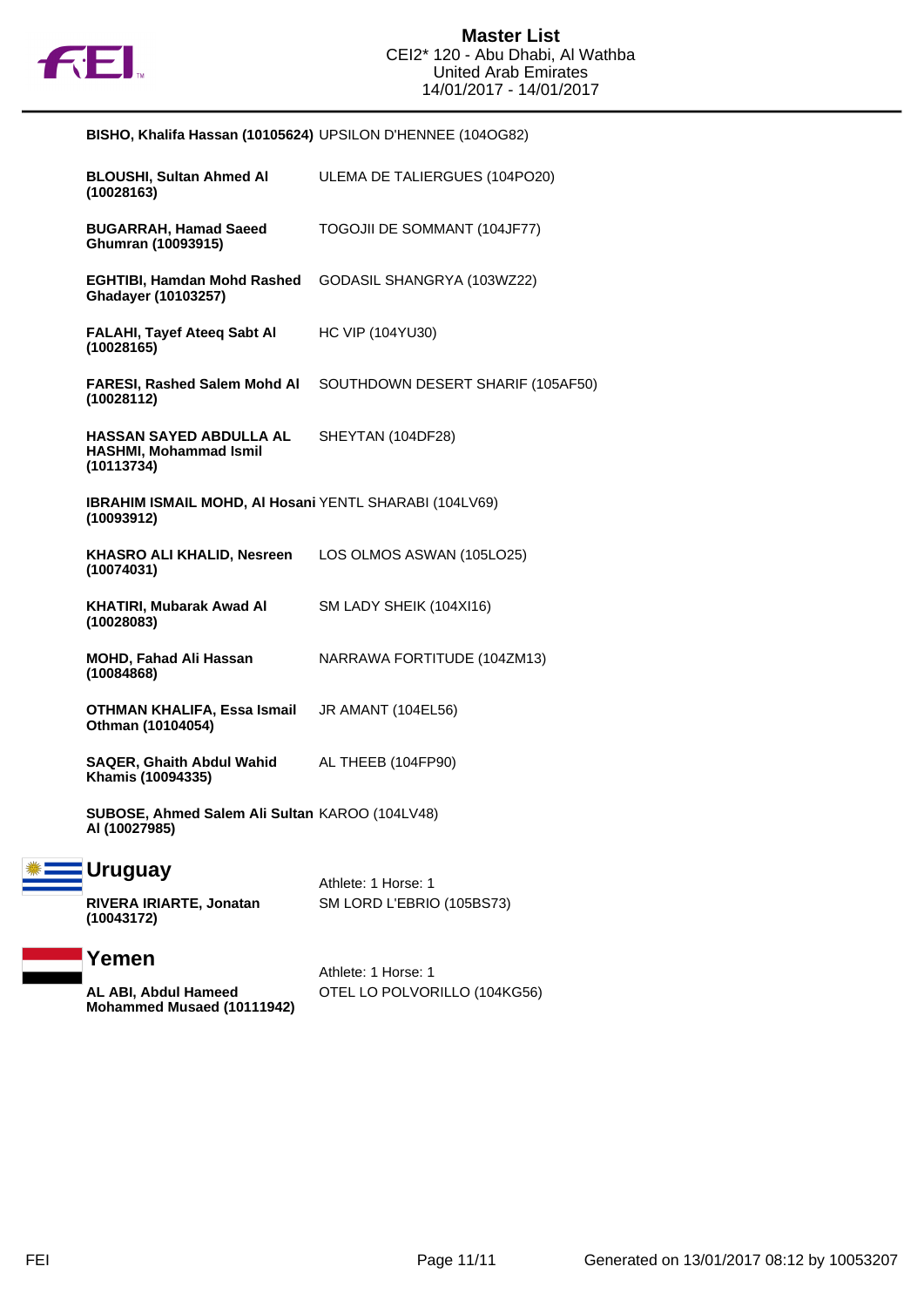| | |
|---|---|
| **BISHO, Khalifa Hassan (10105624)** | UPSILON D'HENNEE (104OG82) |
| **BLOUSHI, Sultan Ahmed Al (10028163)** | ULEMA DE TALIERGUES (104PO20) |
| **BUGARRAH, Hamad Saeed Ghumran (10093915)** | TOGOJII DE SOMMANT (104JF77) |
| **EGHTIBI, Hamdan Mohd Rashed Ghadayer (10103257)** | GODASIL SHANGRYA (103WZ22) |
| **FALAHI, Tayef Ateeq Sabt Al (10028165)** | HC VIP (104YU30) |
| **FARESI, Rashed Salem Mohd Al (10028112)** | SOUTHDOWN DESERT SHARIF (105AF50) |
| **HASSAN SAYED ABDULLA AL HASHMI, Mohammad Ismil (10113734)** | SHEYTAN (104DF28) |
| **IBRAHIM ISMAIL MOHD, Al Hosani (10093912)** | YENTL SHARABI (104LV69) |
| **KHASRO ALI KHALID, Nesreen (10074031)** | LOS OLMOS ASWAN (105LO25) |
| **KHATIRI, Mubarak Awad Al (10028083)** | SM LADY SHEIK (104XI16) |
| **MOHD, Fahad Ali Hassan (10084868)** | NARRAWA FORTITUDE (104ZM13) |
| **OTHMAN KHALIFA, Essa Ismail Othman (10104054)** | JR AMANT (104EL56) |
| **SAQER, Ghaith Abdul Wahid Khamis (10094335)** | AL THEEB (104FP90) |
| **SUBOSE, Ahmed Salem Ali Sultan Al (10027985)** | KAROO (104LV48) |

## Uruguay

Athlete: 1 Horse: 1

| | |
|---|---|
| **RIVERA IRIARTE, Jonatan (10043172)** | SM LORD L'EBRIO (105BS73) |

## Yemen

Athlete: 1 Horse: 1

| | |
|---|---|
| **AL ABI, Abdul Hameed Mohammed Musaed (10111942)** | OTEL LO POLVORILLO (104KG56) |